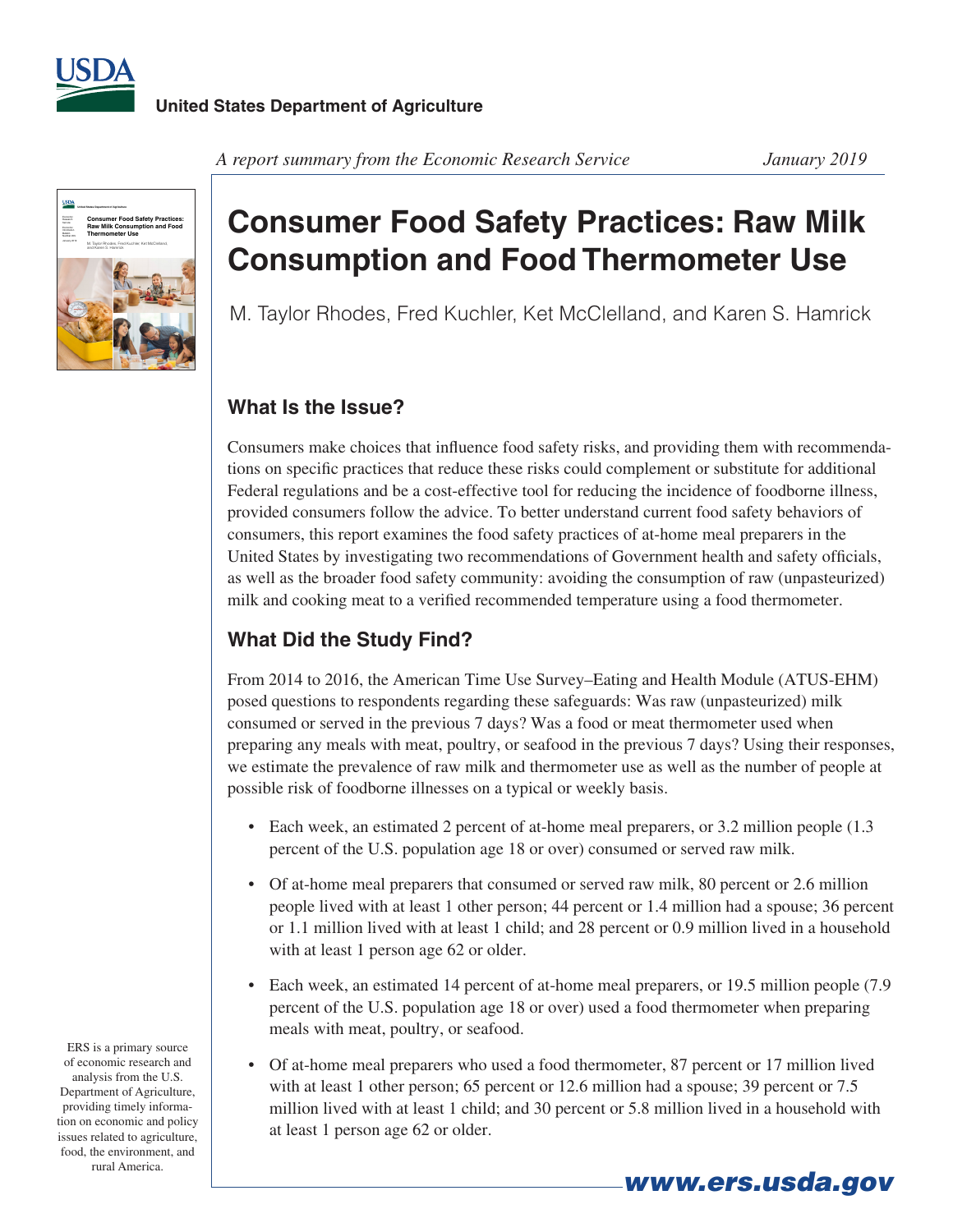United States Department of Agriculture

*A report summary from the Economic Research Service* *January 2019*

# Consumer Food Safety Practices: Raw Milk Consumption and Food Thermometer Use

M. Taylor Rhodes, Fred Kuchler, Ket McClelland, and Karen S. Hamrick

## What Is the Issue?

Consumers make choices that influence food safety risks, and providing them with recommendations on specific practices that reduce these risks could complement or substitute for additional Federal regulations and be a cost-effective tool for reducing the incidence of foodborne illness, provided consumers follow the advice. To better understand current food safety behaviors of consumers, this report examines the food safety practices of at-home meal preparers in the United States by investigating two recommendations of Government health and safety officials, as well as the broader food safety community: avoiding the consumption of raw (unpasteurized) milk and cooking meat to a verified recommended temperature using a food thermometer.

## What Did the Study Find?

From 2014 to 2016, the American Time Use Survey–Eating and Health Module (ATUS-EHM) posed questions to respondents regarding these safeguards: Was raw (unpasteurized) milk consumed or served in the previous 7 days? Was a food or meat thermometer used when preparing any meals with meat, poultry, or seafood in the previous 7 days? Using their responses, we estimate the prevalence of raw milk and thermometer use as well as the number of people at possible risk of foodborne illnesses on a typical or weekly basis.

- Each week, an estimated 2 percent of at-home meal preparers, or 3.2 million people (1.3 percent of the U.S. population age 18 or over) consumed or served raw milk.
- Of at-home meal preparers that consumed or served raw milk, 80 percent or 2.6 million people lived with at least 1 other person; 44 percent or 1.4 million had a spouse; 36 percent or 1.1 million lived with at least 1 child; and 28 percent or 0.9 million lived in a household with at least 1 person age 62 or older.
- Each week, an estimated 14 percent of at-home meal preparers, or 19.5 million people (7.9 percent of the U.S. population age 18 or over) used a food thermometer when preparing meals with meat, poultry, or seafood.
- Of at-home meal preparers who used a food thermometer, 87 percent or 17 million lived with at least 1 other person; 65 percent or 12.6 million had a spouse; 39 percent or 7.5 million lived with at least 1 child; and 30 percent or 5.8 million lived in a household with at least 1 person age 62 or older.

ERS is a primary source of economic research and analysis from the U.S. Department of Agriculture, providing timely information on economic and policy issues related to agriculture, food, the environment, and rural America.

www.ers.usda.gov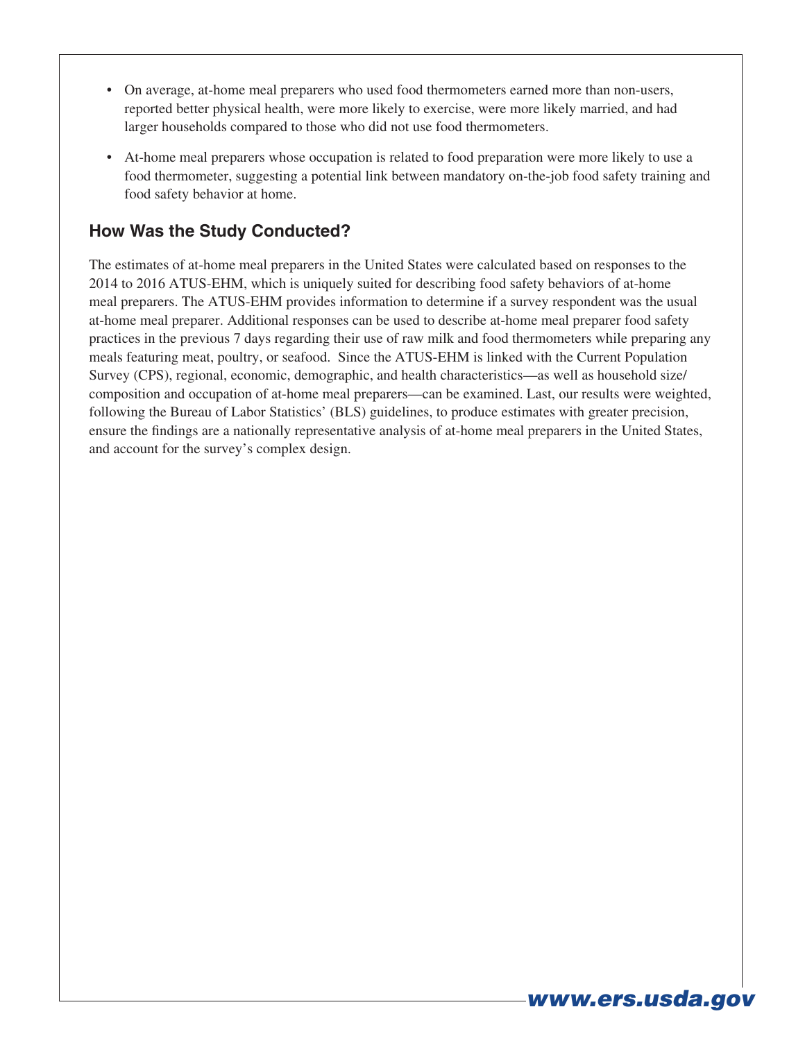- On average, at-home meal preparers who used food thermometers earned more than non-users, reported better physical health, were more likely to exercise, were more likely married, and had larger households compared to those who did not use food thermometers.
- At-home meal preparers whose occupation is related to food preparation were more likely to use a food thermometer, suggesting a potential link between mandatory on-the-job food safety training and food safety behavior at home.

## How Was the Study Conducted?

The estimates of at-home meal preparers in the United States were calculated based on responses to the 2014 to 2016 ATUS-EHM, which is uniquely suited for describing food safety behaviors of at-home meal preparers. The ATUS-EHM provides information to determine if a survey respondent was the usual at-home meal preparer. Additional responses can be used to describe at-home meal preparer food safety practices in the previous 7 days regarding their use of raw milk and food thermometers while preparing any meals featuring meat, poultry, or seafood. Since the ATUS-EHM is linked with the Current Population Survey (CPS), regional, economic, demographic, and health characteristics—as well as household size/composition and occupation of at-home meal preparers—can be examined. Last, our results were weighted, following the Bureau of Labor Statistics' (BLS) guidelines, to produce estimates with greater precision, ensure the findings are a nationally representative analysis of at-home meal preparers in the United States, and account for the survey's complex design.